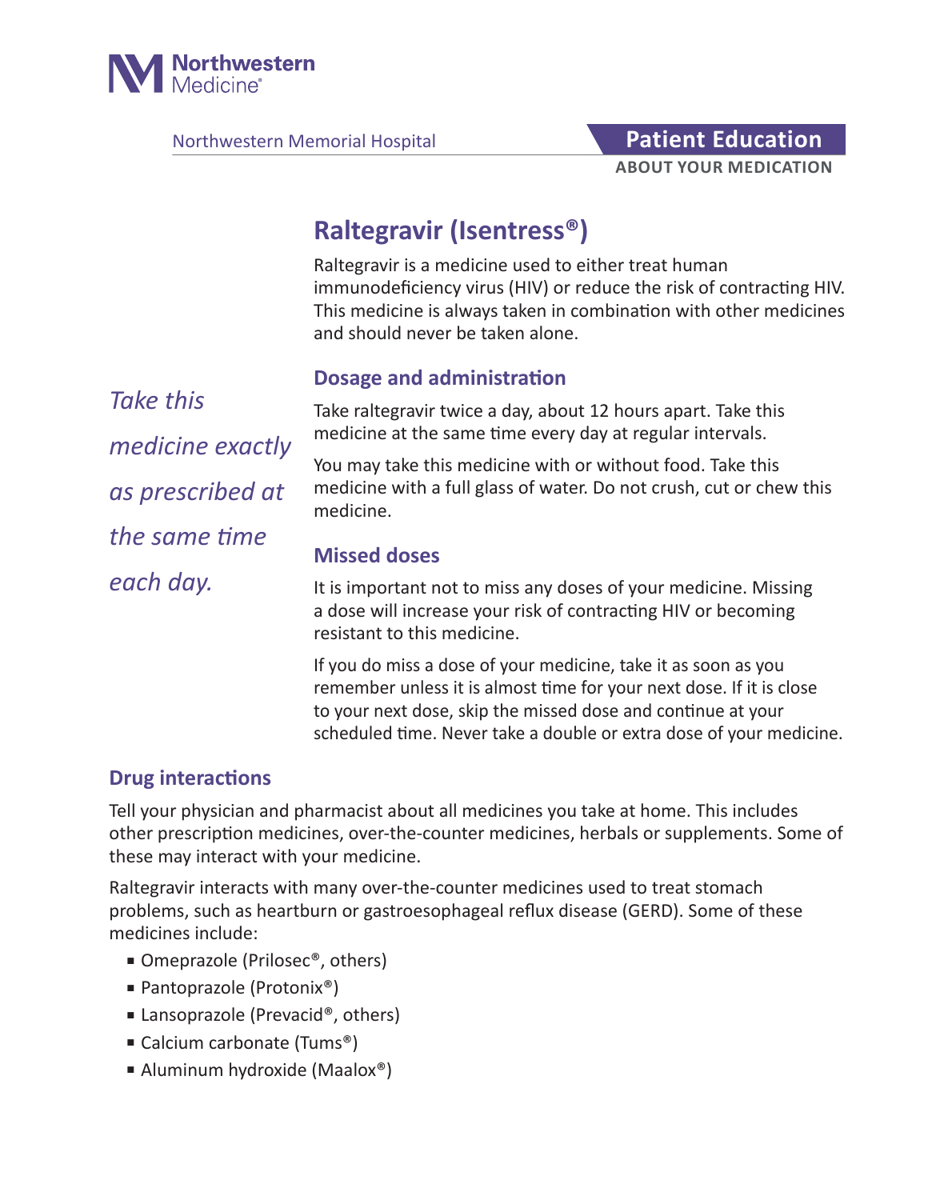Northwestern Memorial Hospital

**Patient Education**
**ABOUT YOUR MEDICATION**

# Raltegravir (Isentress®)

Raltegravir is a medicine used to either treat human immunodeficiency virus (HIV) or reduce the risk of contracting HIV. This medicine is always taken in combination with other medicines and should never be taken alone.

*Take this medicine exactly as prescribed at the same time each day.*

## Dosage and administration

Take raltegravir twice a day, about 12 hours apart. Take this medicine at the same time every day at regular intervals.

You may take this medicine with or without food. Take this medicine with a full glass of water. Do not crush, cut or chew this medicine.

## Missed doses

It is important not to miss any doses of your medicine. Missing a dose will increase your risk of contracting HIV or becoming resistant to this medicine.

If you do miss a dose of your medicine, take it as soon as you remember unless it is almost time for your next dose. If it is close to your next dose, skip the missed dose and continue at your scheduled time. Never take a double or extra dose of your medicine.

## Drug interactions

Tell your physician and pharmacist about all medicines you take at home. This includes other prescription medicines, over-the-counter medicines, herbals or supplements. Some of these may interact with your medicine.

Raltegravir interacts with many over-the-counter medicines used to treat stomach problems, such as heartburn or gastroesophageal reflux disease (GERD). Some of these medicines include:

- Omeprazole (Prilosec®, others)
- Pantoprazole (Protonix®)
- Lansoprazole (Prevacid®, others)
- Calcium carbonate (Tums®)
- Aluminum hydroxide (Maalox®)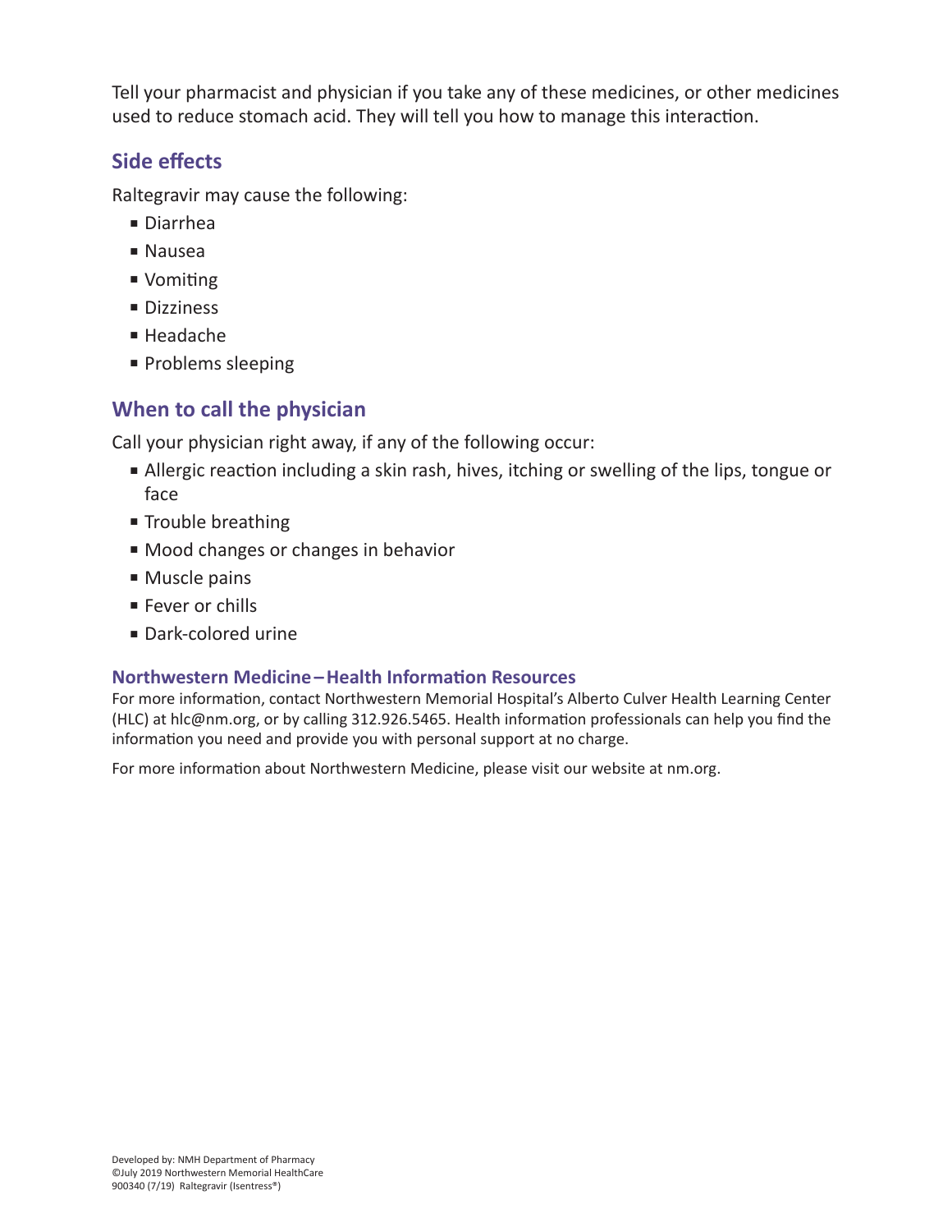Tell your pharmacist and physician if you take any of these medicines, or other medicines used to reduce stomach acid. They will tell you how to manage this interaction.

## Side effects

Raltegravir may cause the following:

- Diarrhea
- Nausea
- Vomiting
- Dizziness
- Headache
- Problems sleeping

## When to call the physician

Call your physician right away, if any of the following occur:

- Allergic reaction including a skin rash, hives, itching or swelling of the lips, tongue or face
- Trouble breathing
- Mood changes or changes in behavior
- Muscle pains
- Fever or chills
- Dark-colored urine

### Northwestern Medicine – Health Information Resources

For more information, contact Northwestern Memorial Hospital's Alberto Culver Health Learning Center (HLC) at hlc@nm.org, or by calling 312.926.5465. Health information professionals can help you find the information you need and provide you with personal support at no charge.

For more information about Northwestern Medicine, please visit our website at nm.org.

Developed by: NMH Department of Pharmacy
©July 2019 Northwestern Memorial HealthCare
900340 (7/19) Raltegravir (Isentress®)